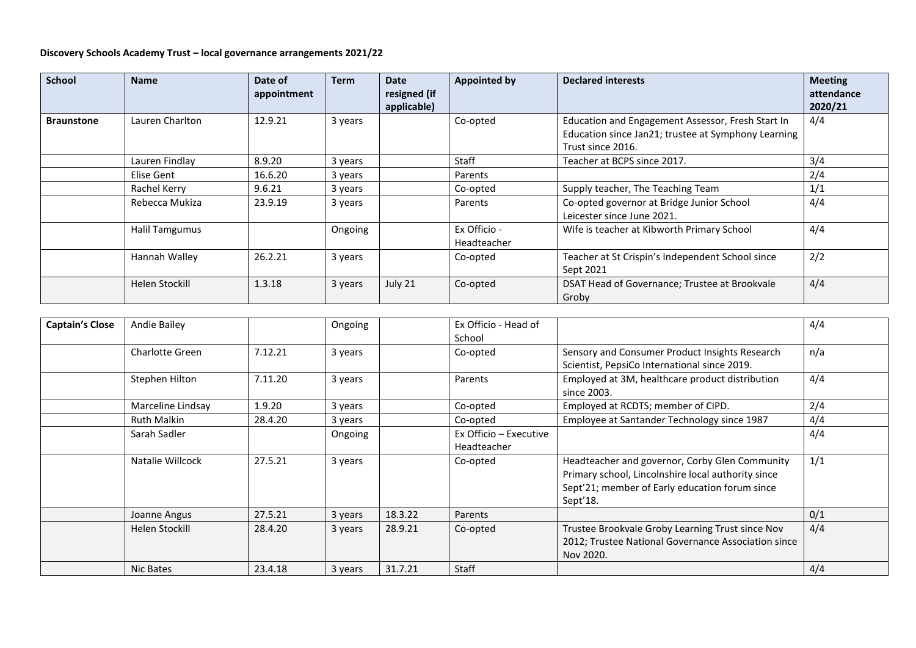**Discovery Schools Academy Trust – local governance arrangements 2021/22**

| School | Name | Date of appointment | Term | Date resigned (if applicable) | Appointed by | Declared interests | Meeting attendance 2020/21 |
|---|---|---|---|---|---|---|---|
| **Braunstone** | Lauren Charlton | 12.9.21 | 3 years | | Co-opted | Education and Engagement Assessor, Fresh Start In Education since Jan21; trustee at Symphony Learning Trust since 2016. | 4/4 |
| | Lauren Findlay | 8.9.20 | 3 years | | Staff | Teacher at BCPS since 2017. | 3/4 |
| | Elise Gent | 16.6.20 | 3 years | | Parents | | 2/4 |
| | Rachel Kerry | 9.6.21 | 3 years | | Co-opted | Supply teacher, The Teaching Team | 1/1 |
| | Rebecca Mukiza | 23.9.19 | 3 years | | Parents | Co-opted governor at Bridge Junior School Leicester since June 2021. | 4/4 |
| | Halil Tamgumus | | Ongoing | | Ex Officio - Headteacher | Wife is teacher at Kibworth Primary School | 4/4 |
| | Hannah Walley | 26.2.21 | 3 years | | Co-opted | Teacher at St Crispin's Independent School since Sept 2021 | 2/2 |
| | Helen Stockill | 1.3.18 | 3 years | July 21 | Co-opted | DSAT Head of Governance; Trustee at Brookvale Groby | 4/4 |

| School | Name | Date of appointment | Term | Date resigned (if applicable) | Appointed by | Declared interests | Meeting attendance 2020/21 |
|---|---|---|---|---|---|---|---|
| **Captain's Close** | Andie Bailey | | Ongoing | | Ex Officio - Head of School | | 4/4 |
| | Charlotte Green | 7.12.21 | 3 years | | Co-opted | Sensory and Consumer Product Insights Research Scientist, PepsiCo International since 2019. | n/a |
| | Stephen Hilton | 7.11.20 | 3 years | | Parents | Employed at 3M, healthcare product distribution since 2003. | 4/4 |
| | Marceline Lindsay | 1.9.20 | 3 years | | Co-opted | Employed at RCDTS; member of CIPD. | 2/4 |
| | Ruth Malkin | 28.4.20 | 3 years | | Co-opted | Employee at Santander Technology since 1987 | 4/4 |
| | Sarah Sadler | | Ongoing | | Ex Officio – Executive Headteacher | | 4/4 |
| | Natalie Willcock | 27.5.21 | 3 years | | Co-opted | Headteacher and governor, Corby Glen Community Primary school, Lincolnshire local authority since Sept'21; member of Early education forum since Sept'18. | 1/1 |
| | Joanne Angus | 27.5.21 | 3 years | 18.3.22 | Parents | | 0/1 |
| | Helen Stockill | 28.4.20 | 3 years | 28.9.21 | Co-opted | Trustee Brookvale Groby Learning Trust since Nov 2012; Trustee National Governance Association since Nov 2020. | 4/4 |
| | Nic Bates | 23.4.18 | 3 years | 31.7.21 | Staff | | 4/4 |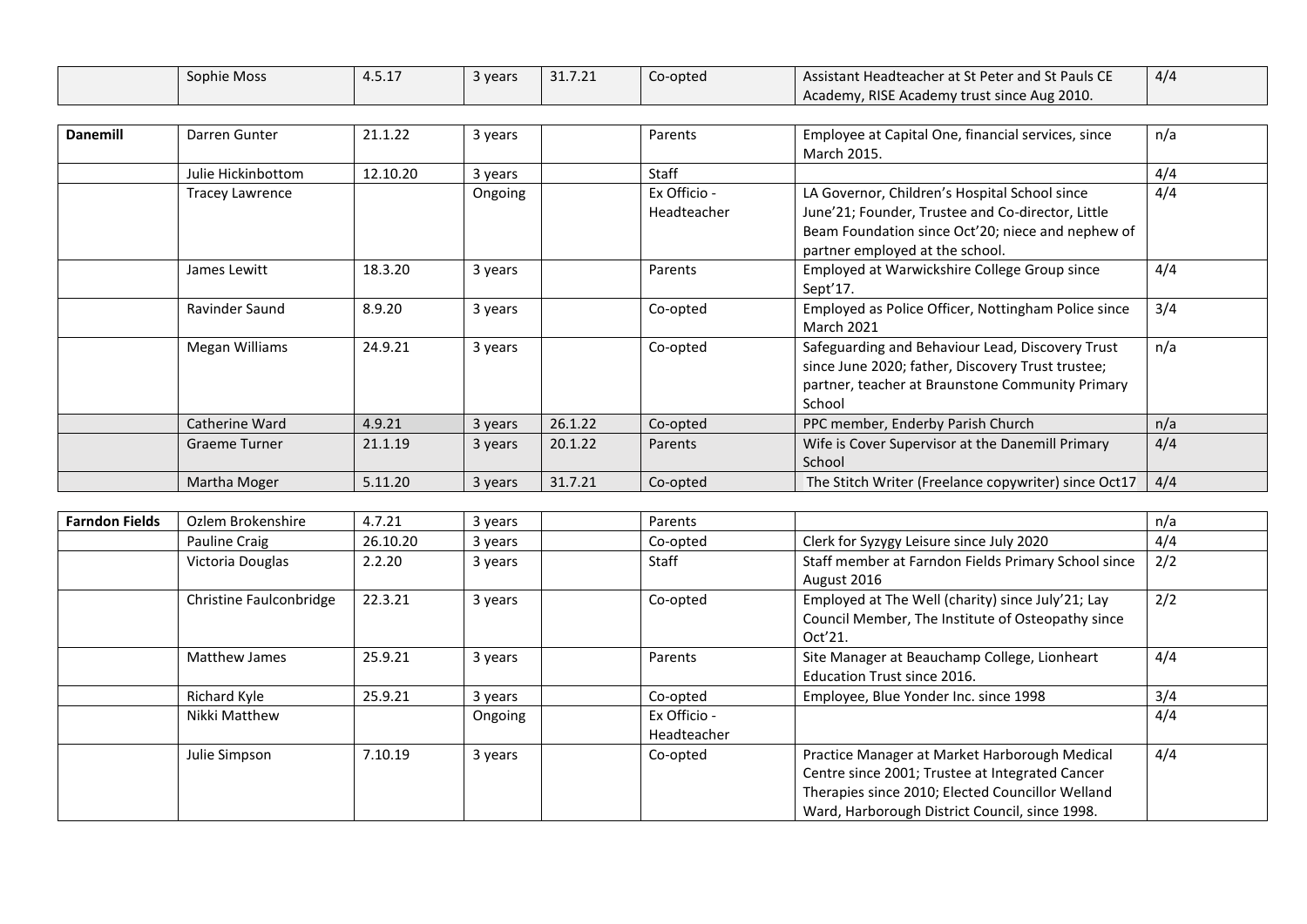| | | | | | | | |
|---|---|---|---|---|---|---|---|
| | Sophie Moss | 4.5.17 | 3 years | 31.7.21 | Co-opted | Assistant Headteacher at St Peter and St Pauls CE Academy, RISE Academy trust since Aug 2010. | 4/4 |

| | | | | | | | |
|---|---|---|---|---|---|---|---|
| **Danemill** | Darren Gunter | 21.1.22 | 3 years | | Parents | Employee at Capital One, financial services, since March 2015. | n/a |
| | Julie Hickinbottom | 12.10.20 | 3 years | | Staff | | 4/4 |
| | Tracey Lawrence | | Ongoing | | Ex Officio - Headteacher | LA Governor, Children's Hospital School since June'21; Founder, Trustee and Co-director, Little Beam Foundation since Oct'20; niece and nephew of partner employed at the school. | 4/4 |
| | James Lewitt | 18.3.20 | 3 years | | Parents | Employed at Warwickshire College Group since Sept'17. | 4/4 |
| | Ravinder Saund | 8.9.20 | 3 years | | Co-opted | Employed as Police Officer, Nottingham Police since March 2021 | 3/4 |
| | Megan Williams | 24.9.21 | 3 years | | Co-opted | Safeguarding and Behaviour Lead, Discovery Trust since June 2020; father, Discovery Trust trustee; partner, teacher at Braunstone Community Primary School | n/a |
| | Catherine Ward | 4.9.21 | 3 years | 26.1.22 | Co-opted | PPC member, Enderby Parish Church | n/a |
| | Graeme Turner | 21.1.19 | 3 years | 20.1.22 | Parents | Wife is Cover Supervisor at the Danemill Primary School | 4/4 |
| | Martha Moger | 5.11.20 | 3 years | 31.7.21 | Co-opted | The Stitch Writer (Freelance copywriter) since Oct17 | 4/4 |

| | | | | | | | |
|---|---|---|---|---|---|---|---|
| **Farndon Fields** | Ozlem Brokenshire | 4.7.21 | 3 years | | Parents | | n/a |
| | Pauline Craig | 26.10.20 | 3 years | | Co-opted | Clerk for Syzygy Leisure since July 2020 | 4/4 |
| | Victoria Douglas | 2.2.20 | 3 years | | Staff | Staff member at Farndon Fields Primary School since August 2016 | 2/2 |
| | Christine Faulconbridge | 22.3.21 | 3 years | | Co-opted | Employed at The Well (charity) since July'21; Lay Council Member, The Institute of Osteopathy since Oct'21. | 2/2 |
| | Matthew James | 25.9.21 | 3 years | | Parents | Site Manager at Beauchamp College, Lionheart Education Trust since 2016. | 4/4 |
| | Richard Kyle | 25.9.21 | 3 years | | Co-opted | Employee, Blue Yonder Inc. since 1998 | 3/4 |
| | Nikki Matthew | | Ongoing | | Ex Officio - Headteacher | | 4/4 |
| | Julie Simpson | 7.10.19 | 3 years | | Co-opted | Practice Manager at Market Harborough Medical Centre since 2001; Trustee at Integrated Cancer Therapies since 2010; Elected Councillor Welland Ward, Harborough District Council, since 1998. | 4/4 |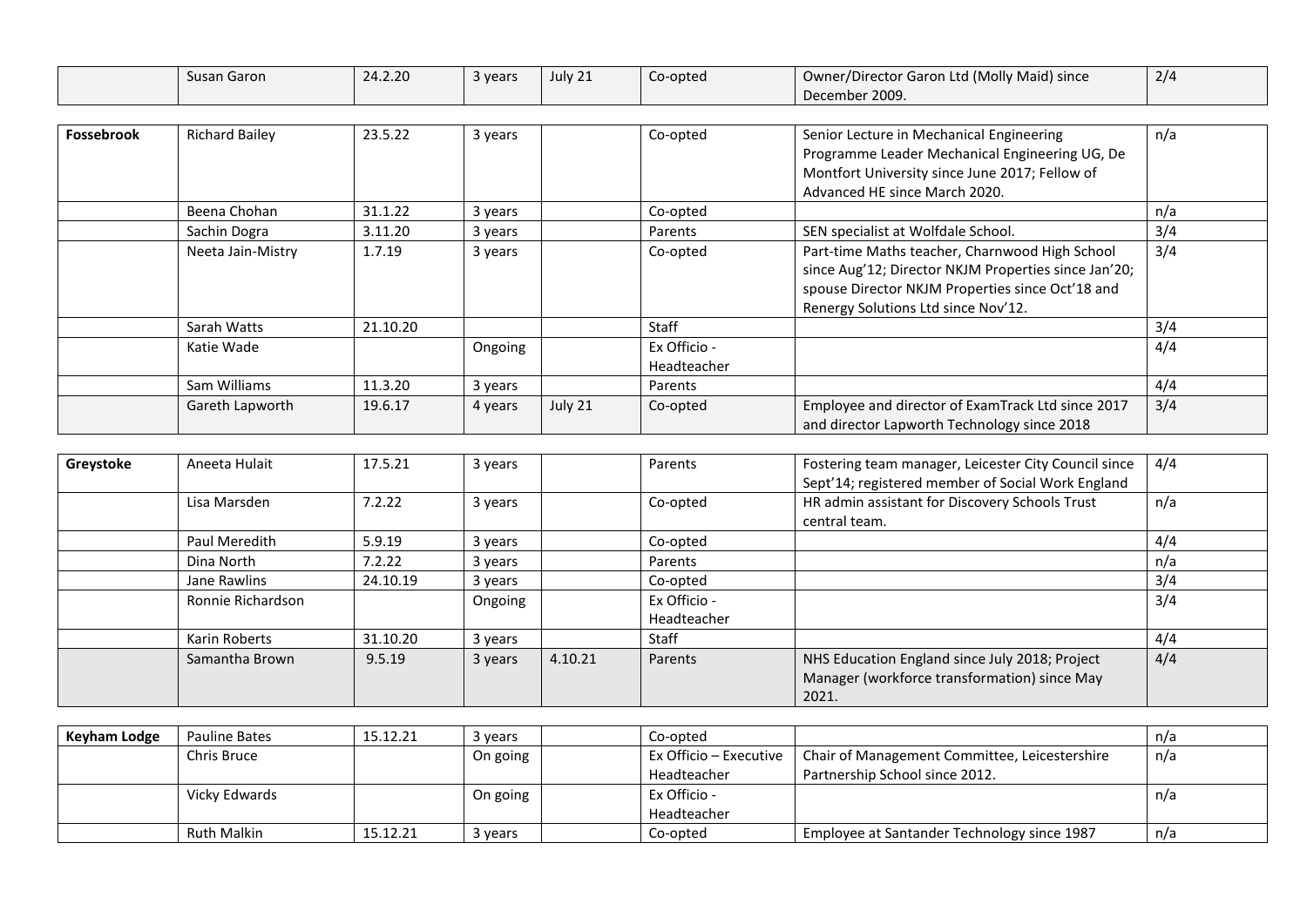| | Susan Garon | 24.2.20 | 3 years | July 21 | Co-opted | Owner/Director Garon Ltd (Molly Maid) since December 2009. | 2/4 |
|---|---|---|---|---|---|---|---|
| **Fossebrook** | Richard Bailey | 23.5.22 | 3 years | | Co-opted | Senior Lecture in Mechanical Engineering Programme Leader Mechanical Engineering UG, De Montfort University since June 2017; Fellow of Advanced HE since March 2020. | n/a |
| | Beena Chohan | 31.1.22 | 3 years | | Co-opted | | n/a |
| | Sachin Dogra | 3.11.20 | 3 years | | Parents | SEN specialist at Wolfdale School. | 3/4 |
| | Neeta Jain-Mistry | 1.7.19 | 3 years | | Co-opted | Part-time Maths teacher, Charnwood High School since Aug'12; Director NKJM Properties since Jan'20; spouse Director NKJM Properties since Oct'18 and Renergy Solutions Ltd since Nov'12. | 3/4 |
| | Sarah Watts | 21.10.20 | | | Staff | | 3/4 |
| | Katie Wade | | Ongoing | | Ex Officio - Headteacher | | 4/4 |
| | Sam Williams | 11.3.20 | 3 years | | Parents | | 4/4 |
| | Gareth Lapworth | 19.6.17 | 4 years | July 21 | Co-opted | Employee and director of ExamTrack Ltd since 2017 and director Lapworth Technology since 2018 | 3/4 |
| **Greystoke** | Aneeta Hulait | 17.5.21 | 3 years | | Parents | Fostering team manager, Leicester City Council since Sept'14; registered member of Social Work England | 4/4 |
| | Lisa Marsden | 7.2.22 | 3 years | | Co-opted | HR admin assistant for Discovery Schools Trust central team. | n/a |
| | Paul Meredith | 5.9.19 | 3 years | | Co-opted | | 4/4 |
| | Dina North | 7.2.22 | 3 years | | Parents | | n/a |
| | Jane Rawlins | 24.10.19 | 3 years | | Co-opted | | 3/4 |
| | Ronnie Richardson | | Ongoing | | Ex Officio - Headteacher | | 3/4 |
| | Karin Roberts | 31.10.20 | 3 years | | Staff | | 4/4 |
| | Samantha Brown | 9.5.19 | 3 years | 4.10.21 | Parents | NHS Education England since July 2018; Project Manager (workforce transformation) since May 2021. | 4/4 |
| **Keyham Lodge** | Pauline Bates | 15.12.21 | 3 years | | Co-opted | | n/a |
| | Chris Bruce | | On going | | Ex Officio – Executive Headteacher | Chair of Management Committee, Leicestershire Partnership School since 2012. | n/a |
| | Vicky Edwards | | On going | | Ex Officio - Headteacher | | n/a |
| | Ruth Malkin | 15.12.21 | 3 years | | Co-opted | Employee at Santander Technology since 1987 | n/a |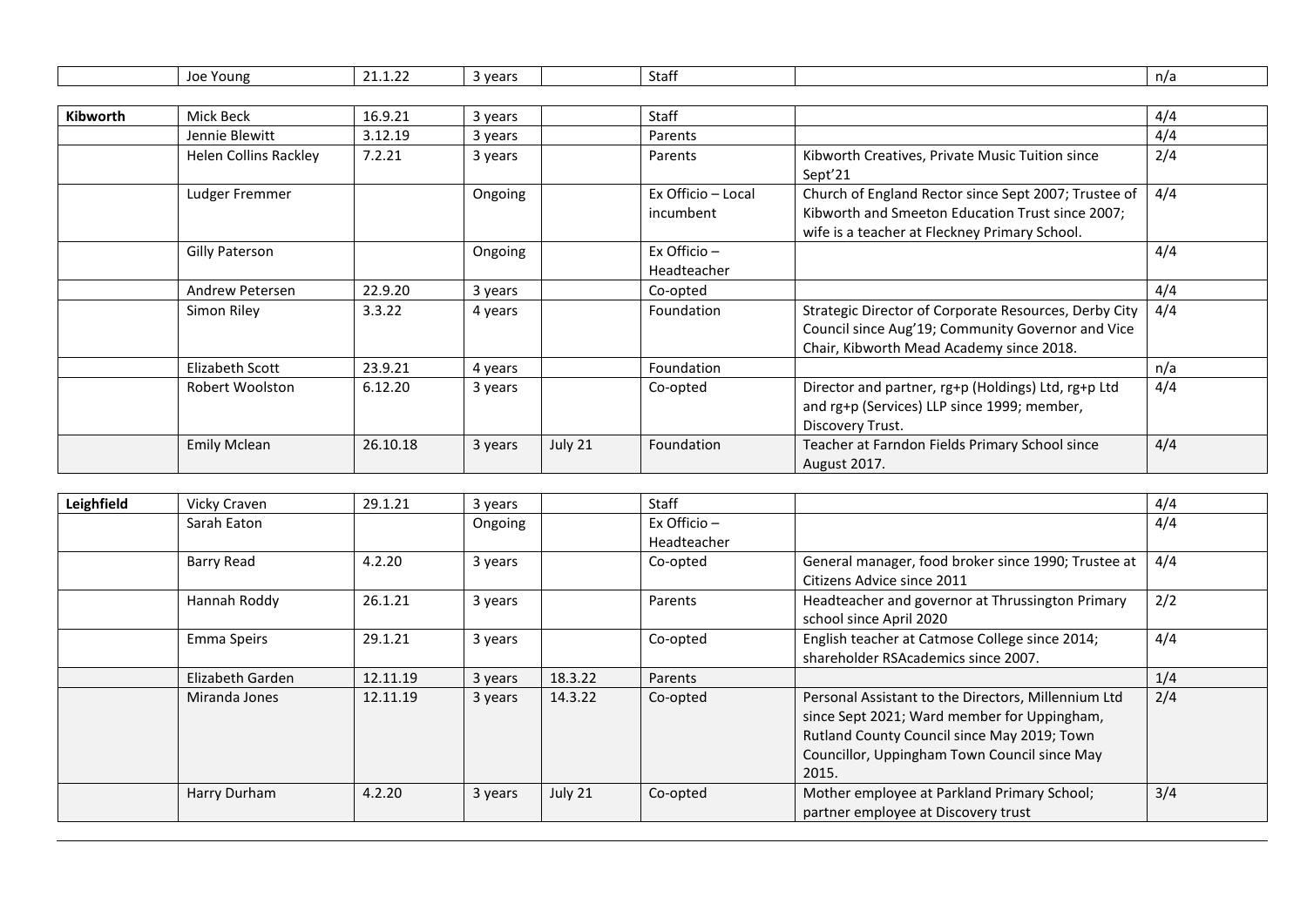|  | Joe Young | 21.1.22 | 3 years |  | Staff |  | n/a |
|---|---|---|---|---|---|---|---|

| **Kibworth** | Mick Beck | 16.9.21 | 3 years |  | Staff |  | 4/4 |
|---|---|---|---|---|---|---|---|
|  | Jennie Blewitt | 3.12.19 | 3 years |  | Parents |  | 4/4 |
|  | Helen Collins Rackley | 7.2.21 | 3 years |  | Parents | Kibworth Creatives, Private Music Tuition since Sept'21 | 2/4 |
|  | Ludger Fremmer |  | Ongoing |  | Ex Officio – Local incumbent | Church of England Rector since Sept 2007; Trustee of Kibworth and Smeeton Education Trust since 2007; wife is a teacher at Fleckney Primary School. | 4/4 |
|  | Gilly Paterson |  | Ongoing |  | Ex Officio – Headteacher |  | 4/4 |
|  | Andrew Petersen | 22.9.20 | 3 years |  | Co-opted |  | 4/4 |
|  | Simon Riley | 3.3.22 | 4 years |  | Foundation | Strategic Director of Corporate Resources, Derby City Council since Aug'19; Community Governor and Vice Chair, Kibworth Mead Academy since 2018. | 4/4 |
|  | Elizabeth Scott | 23.9.21 | 4 years |  | Foundation |  | n/a |
|  | Robert Woolston | 6.12.20 | 3 years |  | Co-opted | Director and partner, rg+p (Holdings) Ltd, rg+p Ltd and rg+p (Services) LLP since 1999; member, Discovery Trust. | 4/4 |
|  | Emily Mclean | 26.10.18 | 3 years | July 21 | Foundation | Teacher at Farndon Fields Primary School since August 2017. | 4/4 |

| **Leighfield** | Vicky Craven | 29.1.21 | 3 years |  | Staff |  | 4/4 |
|---|---|---|---|---|---|---|---|
|  | Sarah Eaton |  | Ongoing |  | Ex Officio – Headteacher |  | 4/4 |
|  | Barry Read | 4.2.20 | 3 years |  | Co-opted | General manager, food broker since 1990; Trustee at Citizens Advice since 2011 | 4/4 |
|  | Hannah Roddy | 26.1.21 | 3 years |  | Parents | Headteacher and governor at Thrussington Primary school since April 2020 | 2/2 |
|  | Emma Speirs | 29.1.21 | 3 years |  | Co-opted | English teacher at Catmose College since 2014; shareholder RSAcademics since 2007. | 4/4 |
|  | Elizabeth Garden | 12.11.19 | 3 years | 18.3.22 | Parents |  | 1/4 |
|  | Miranda Jones | 12.11.19 | 3 years | 14.3.22 | Co-opted | Personal Assistant to the Directors, Millennium Ltd since Sept 2021; Ward member for Uppingham, Rutland County Council since May 2019; Town Councillor, Uppingham Town Council since May 2015. | 2/4 |
|  | Harry Durham | 4.2.20 | 3 years | July 21 | Co-opted | Mother employee at Parkland Primary School; partner employee at Discovery trust | 3/4 |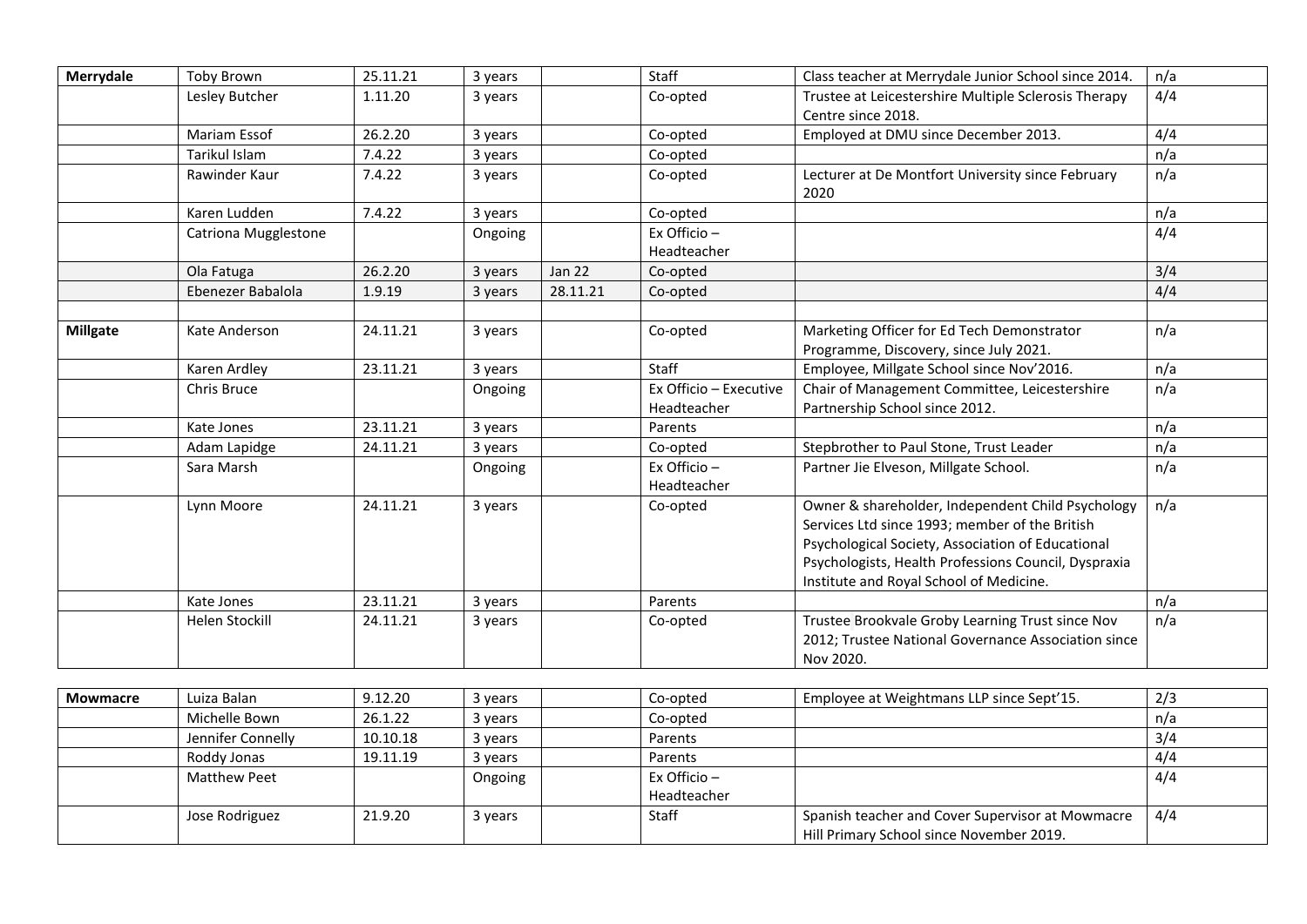| | | | | | | | |
|---|---|---|---|---|---|---|---|
| **Merrydale** | Toby Brown | 25.11.21 | 3 years | | Staff | Class teacher at Merrydale Junior School since 2014. | n/a |
| | Lesley Butcher | 1.11.20 | 3 years | | Co-opted | Trustee at Leicestershire Multiple Sclerosis Therapy Centre since 2018. | 4/4 |
| | Mariam Essof | 26.2.20 | 3 years | | Co-opted | Employed at DMU since December 2013. | 4/4 |
| | Tarikul Islam | 7.4.22 | 3 years | | Co-opted | | n/a |
| | Rawinder Kaur | 7.4.22 | 3 years | | Co-opted | Lecturer at De Montfort University since February 2020 | n/a |
| | Karen Ludden | 7.4.22 | 3 years | | Co-opted | | n/a |
| | Catriona Mugglestone | | Ongoing | | Ex Officio – Headteacher | | 4/4 |
| | Ola Fatuga | 26.2.20 | 3 years | Jan 22 | Co-opted | | 3/4 |
| | Ebenezer Babalola | 1.9.19 | 3 years | 28.11.21 | Co-opted | | 4/4 |
| | | | | | | | |
| **Millgate** | Kate Anderson | 24.11.21 | 3 years | | Co-opted | Marketing Officer for Ed Tech Demonstrator Programme, Discovery, since July 2021. | n/a |
| | Karen Ardley | 23.11.21 | 3 years | | Staff | Employee, Millgate School since Nov'2016. | n/a |
| | Chris Bruce | | Ongoing | | Ex Officio – Executive Headteacher | Chair of Management Committee, Leicestershire Partnership School since 2012. | n/a |
| | Kate Jones | 23.11.21 | 3 years | | Parents | | n/a |
| | Adam Lapidge | 24.11.21 | 3 years | | Co-opted | Stepbrother to Paul Stone, Trust Leader | n/a |
| | Sara Marsh | | Ongoing | | Ex Officio – Headteacher | Partner Jie Elveson, Millgate School. | n/a |
| | Lynn Moore | 24.11.21 | 3 years | | Co-opted | Owner & shareholder, Independent Child Psychology Services Ltd since 1993; member of the British Psychological Society, Association of Educational Psychologists, Health Professions Council, Dyspraxia Institute and Royal School of Medicine. | n/a |
| | Kate Jones | 23.11.21 | 3 years | | Parents | | n/a |
| | Helen Stockill | 24.11.21 | 3 years | | Co-opted | Trustee Brookvale Groby Learning Trust since Nov 2012; Trustee National Governance Association since Nov 2020. | n/a |
| | | | | | | | |
| **Mowmacre** | Luiza Balan | 9.12.20 | 3 years | | Co-opted | Employee at Weightmans LLP since Sept'15. | 2/3 |
| | Michelle Bown | 26.1.22 | 3 years | | Co-opted | | n/a |
| | Jennifer Connelly | 10.10.18 | 3 years | | Parents | | 3/4 |
| | Roddy Jonas | 19.11.19 | 3 years | | Parents | | 4/4 |
| | Matthew Peet | | Ongoing | | Ex Officio – Headteacher | | 4/4 |
| | Jose Rodriguez | 21.9.20 | 3 years | | Staff | Spanish teacher and Cover Supervisor at Mowmacre Hill Primary School since November 2019. | 4/4 |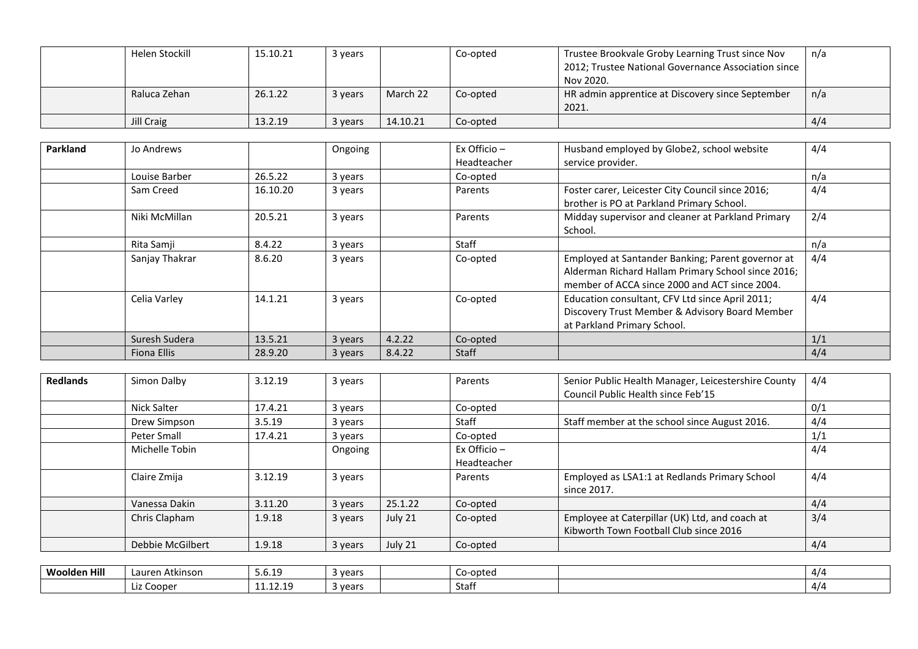|  | Helen Stockill | 15.10.21 | 3 years |  | Co-opted | Trustee Brookvale Groby Learning Trust since Nov 2012; Trustee National Governance Association since Nov 2020. | n/a |
|---|---|---|---|---|---|---|---|
|  | Raluca Zehan | 26.1.22 | 3 years | March 22 | Co-opted | HR admin apprentice at Discovery since September 2021. | n/a |
|  | Jill Craig | 13.2.19 | 3 years | 14.10.21 | Co-opted |  | 4/4 |

| **Parkland** | Jo Andrews |  | Ongoing |  | Ex Officio – Headteacher | Husband employed by Globe2, school website service provider. | 4/4 |
|---|---|---|---|---|---|---|---|
|  | Louise Barber | 26.5.22 | 3 years |  | Co-opted |  | n/a |
|  | Sam Creed | 16.10.20 | 3 years |  | Parents | Foster carer, Leicester City Council since 2016; brother is PO at Parkland Primary School. | 4/4 |
|  | Niki McMillan | 20.5.21 | 3 years |  | Parents | Midday supervisor and cleaner at Parkland Primary School. | 2/4 |
|  | Rita Samji | 8.4.22 | 3 years |  | Staff |  | n/a |
|  | Sanjay Thakrar | 8.6.20 | 3 years |  | Co-opted | Employed at Santander Banking; Parent governor at Alderman Richard Hallam Primary School since 2016; member of ACCA since 2000 and ACT since 2004. | 4/4 |
|  | Celia Varley | 14.1.21 | 3 years |  | Co-opted | Education consultant, CFV Ltd since April 2011; Discovery Trust Member & Advisory Board Member at Parkland Primary School. | 4/4 |
|  | Suresh Sudera | 13.5.21 | 3 years | 4.2.22 | Co-opted |  | 1/1 |
|  | Fiona Ellis | 28.9.20 | 3 years | 8.4.22 | Staff |  | 4/4 |

| **Redlands** | Simon Dalby | 3.12.19 | 3 years |  | Parents | Senior Public Health Manager, Leicestershire County Council Public Health since Feb'15 | 4/4 |
|---|---|---|---|---|---|---|---|
|  | Nick Salter | 17.4.21 | 3 years |  | Co-opted |  | 0/1 |
|  | Drew Simpson | 3.5.19 | 3 years |  | Staff | Staff member at the school since August 2016. | 4/4 |
|  | Peter Small | 17.4.21 | 3 years |  | Co-opted |  | 1/1 |
|  | Michelle Tobin |  | Ongoing |  | Ex Officio – Headteacher |  | 4/4 |
|  | Claire Zmija | 3.12.19 | 3 years |  | Parents | Employed as LSA1:1 at Redlands Primary School since 2017. | 4/4 |
|  | Vanessa Dakin | 3.11.20 | 3 years | 25.1.22 | Co-opted |  | 4/4 |
|  | Chris Clapham | 1.9.18 | 3 years | July 21 | Co-opted | Employee at Caterpillar (UK) Ltd, and coach at Kibworth Town Football Club since 2016 | 3/4 |
|  | Debbie McGilbert | 1.9.18 | 3 years | July 21 | Co-opted |  | 4/4 |

| **Woolden Hill** | Lauren Atkinson | 5.6.19 | 3 years |  | Co-opted |  | 4/4 |
|---|---|---|---|---|---|---|---|
|  | Liz Cooper | 11.12.19 | 3 years |  | Staff |  | 4/4 |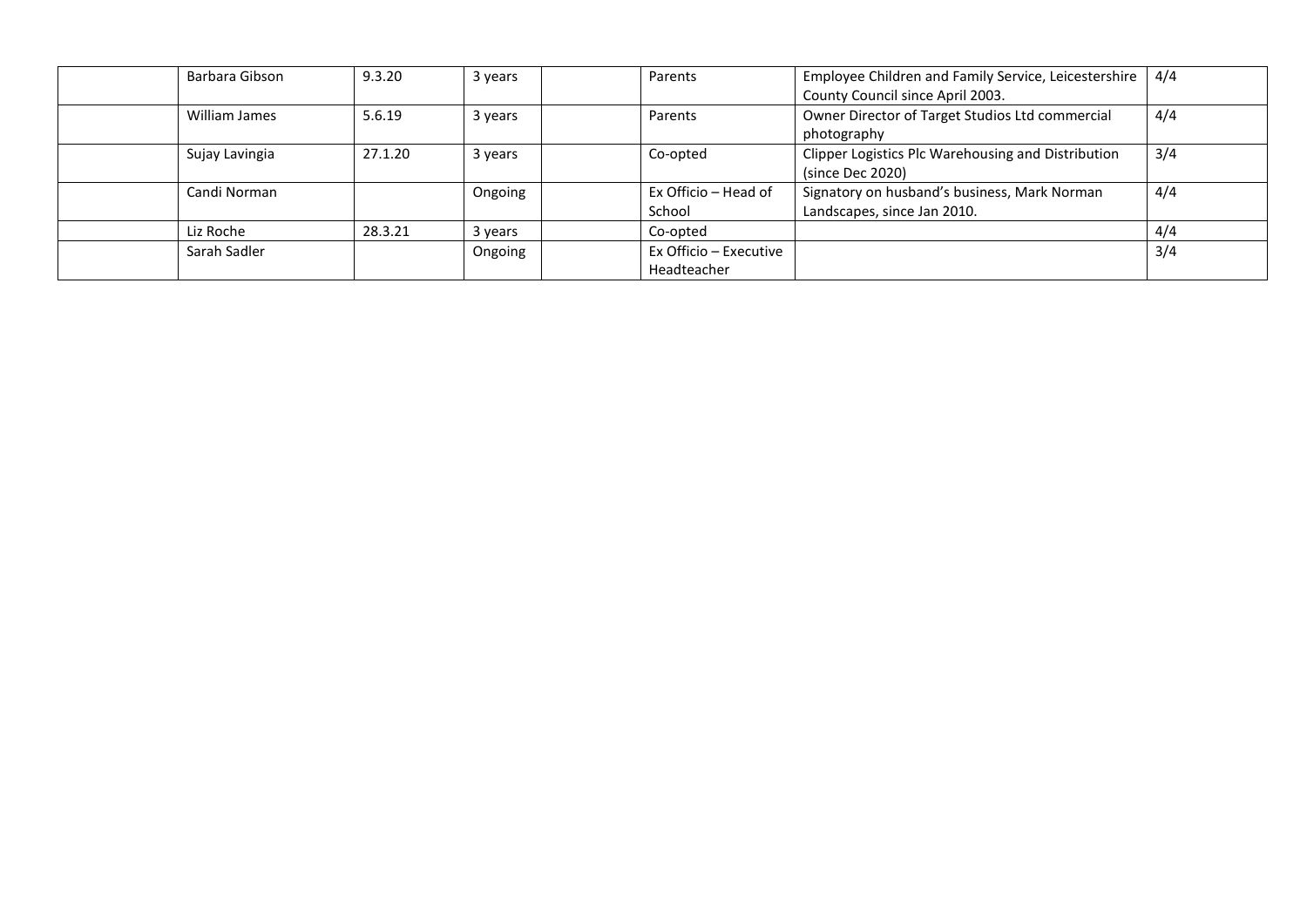| | | | | | | | |
|---|---|---|---|---|---|---|---|
| | Barbara Gibson | 9.3.20 | 3 years | | Parents | Employee Children and Family Service, Leicestershire County Council since April 2003. | 4/4 |
| | William James | 5.6.19 | 3 years | | Parents | Owner Director of Target Studios Ltd commercial photography | 4/4 |
| | Sujay Lavingia | 27.1.20 | 3 years | | Co-opted | Clipper Logistics Plc Warehousing and Distribution (since Dec 2020) | 3/4 |
| | Candi Norman | | Ongoing | | Ex Officio – Head of School | Signatory on husband's business, Mark Norman Landscapes, since Jan 2010. | 4/4 |
| | Liz Roche | 28.3.21 | 3 years | | Co-opted | | 4/4 |
| | Sarah Sadler | | Ongoing | | Ex Officio – Executive Headteacher | | 3/4 |